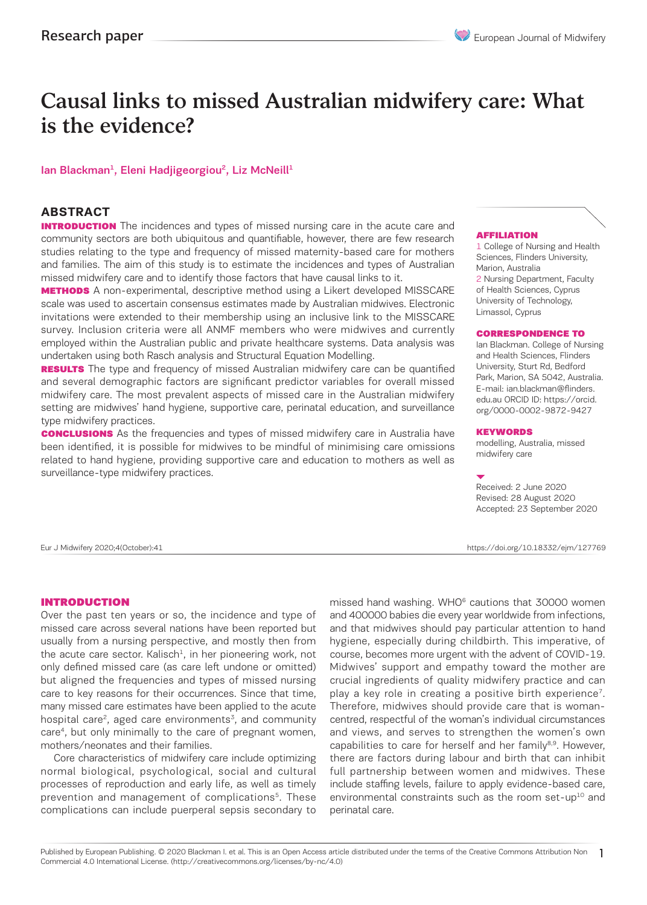Research paper

# Causal links to missed Australian midwifery care: What is the evidence?

Ian Blackman[1], Eleni Hadjigeorgiou[2], Liz McNeill[1]

## ABSTRACT

**INTRODUCTION** The incidences and types of missed nursing care in the acute care and community sectors are both ubiquitous and quantifiable, however, there are few research studies relating to the type and frequency of missed maternity-based care for mothers and families. The aim of this study is to estimate the incidences and types of Australian missed midwifery care and to identify those factors that have causal links to it.

**METHODS** A non-experimental, descriptive method using a Likert developed MISSCARE scale was used to ascertain consensus estimates made by Australian midwives. Electronic invitations were extended to their membership using an inclusive link to the MISSCARE survey. Inclusion criteria were all ANMF members who were midwives and currently employed within the Australian public and private healthcare systems. Data analysis was undertaken using both Rasch analysis and Structural Equation Modelling.

**RESULTS** The type and frequency of missed Australian midwifery care can be quantified and several demographic factors are significant predictor variables for overall missed midwifery care. The most prevalent aspects of missed care in the Australian midwifery setting are midwives' hand hygiene, supportive care, perinatal education, and surveillance type midwifery practices.

**CONCLUSIONS** As the frequencies and types of missed midwifery care in Australia have been identified, it is possible for midwives to be mindful of minimising care omissions related to hand hygiene, providing supportive care and education to mothers as well as surveillance-type midwifery practices.

**AFFILIATION**
1 College of Nursing and Health Sciences, Flinders University, Marion, Australia
2 Nursing Department, Faculty of Health Sciences, Cyprus University of Technology, Limassol, Cyprus

**CORRESPONDENCE TO**
Ian Blackman. College of Nursing and Health Sciences, Flinders University, Sturt Rd, Bedford Park, SA 5042, Australia. E-mail: ian.blackman@flinders.edu.au ORCID ID: https://orcid.org/0000-0002-9872-9427

**KEYWORDS**
modelling, Australia, missed midwifery care

Received: 2 June 2020
Revised: 28 August 2020
Accepted: 23 September 2020

Eur J Midwifery 2020;4(October):41 https://doi.org/10.18332/ejm/127769

## INTRODUCTION

Over the past ten years or so, the incidence and type of missed care across several nations have been reported but usually from a nursing perspective, and mostly then from the acute care sector. Kalisch[1], in her pioneering work, not only defined missed care (as care left undone or omitted) but aligned the frequencies and types of missed nursing care to key reasons for their occurrences. Since that time, many missed care estimates have been applied to the acute hospital care[2], aged care environments[3], and community care[4], but only minimally to the care of pregnant women, mothers/neonates and their families.

Core characteristics of midwifery care include optimizing normal biological, psychological, social and cultural processes of reproduction and early life, as well as timely prevention and management of complications[5]. These complications can include puerperal sepsis secondary to missed hand washing. WHO[6] cautions that 30000 women and 400000 babies die every year worldwide from infections, and that midwives should pay particular attention to hand hygiene, especially during childbirth. This imperative, of course, becomes more urgent with the advent of COVID-19. Midwives' support and empathy toward the mother are crucial ingredients of quality midwifery practice and can play a key role in creating a positive birth experience[7]. Therefore, midwives should provide care that is woman-centred, respectful of the woman's individual circumstances and views, and serves to strengthen the women's own capabilities to care for herself and her family[8,9]. However, there are factors during labour and birth that can inhibit full partnership between women and midwives. These include staffing levels, failure to apply evidence-based care, environmental constraints such as the room set-up[10] and perinatal care.

Published by European Publishing. © 2020 Blackman I. et al. This is an Open Access article distributed under the terms of the Creative Commons Attribution Non Commercial 4.0 International License. (http://creativecommons.org/licenses/by-nc/4.0)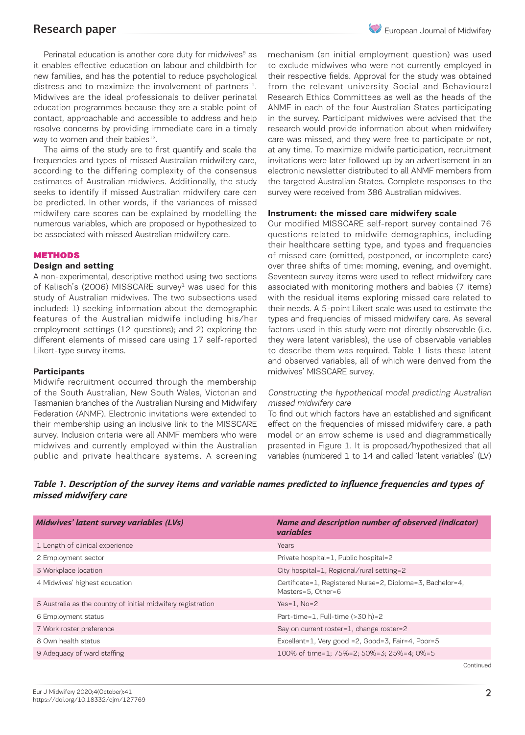Perinatal education is another core duty for midwives[9] as it enables effective education on labour and childbirth for new families, and has the potential to reduce psychological distress and to maximize the involvement of partners[11]. Midwives are the ideal professionals to deliver perinatal education programmes because they are a stable point of contact, approachable and accessible to address and help resolve concerns by providing immediate care in a timely way to women and their babies[12].

The aims of the study are to first quantify and scale the frequencies and types of missed Australian midwifery care, according to the differing complexity of the consensus estimates of Australian midwives. Additionally, the study seeks to identify if missed Australian midwifery care can be predicted. In other words, if the variances of missed midwifery care scores can be explained by modelling the numerous variables, which are proposed or hypothesized to be associated with missed Australian midwifery care.

## METHODS

### Design and setting

A non-experimental, descriptive method using two sections of Kalisch's (2006) MISSCARE survey[1] was used for this study of Australian midwives. The two subsections used included: 1) seeking information about the demographic features of the Australian midwife including his/her employment settings (12 questions); and 2) exploring the different elements of missed care using 17 self-reported Likert-type survey items.

### Participants

Midwife recruitment occurred through the membership of the South Australian, New South Wales, Victorian and Tasmanian branches of the Australian Nursing and Midwifery Federation (ANMF). Electronic invitations were extended to their membership using an inclusive link to the MISSCARE survey. Inclusion criteria were all ANMF members who were midwives and currently employed within the Australian public and private healthcare systems. A screening mechanism (an initial employment question) was used to exclude midwives who were not currently employed in their respective fields. Approval for the study was obtained from the relevant university Social and Behavioural Research Ethics Committees as well as the heads of the ANMF in each of the four Australian States participating in the survey. Participant midwives were advised that the research would provide information about when midwifery care was missed, and they were free to participate or not, at any time. To maximize midwife participation, recruitment invitations were later followed up by an advertisement in an electronic newsletter distributed to all ANMF members from the targeted Australian States. Complete responses to the survey were received from 386 Australian midwives.

### Instrument: the missed care midwifery scale

Our modified MISSCARE self-report survey contained 76 questions related to midwife demographics, including their healthcare setting type, and types and frequencies of missed care (omitted, postponed, or incomplete care) over three shifts of time: morning, evening, and overnight. Seventeen survey items were used to reflect midwifery care associated with monitoring mothers and babies (7 items) with the residual items exploring missed care related to their needs. A 5-point Likert scale was used to estimate the types and frequencies of missed midwifery care. As several factors used in this study were not directly observable (i.e. they were latent variables), the use of observable variables to describe them was required. Table 1 lists these latent and observed variables, all of which were derived from the midwives' MISSCARE survey.

*Constructing the hypothetical model predicting Australian missed midwifery care*

To find out which factors have an established and significant effect on the frequencies of missed midwifery care, a path model or an arrow scheme is used and diagrammatically presented in Figure 1. It is proposed/hypothesized that all variables (numbered 1 to 14 and called 'latent variables' (LV)

***Table 1. Description of the survey items and variable names predicted to influence frequencies and types of missed midwifery care***

| *Midwives' latent survey variables (LVs)* | *Name and description number of observed (indicator) variables* |
|---|---|
| 1 Length of clinical experience | Years |
| 2 Employment sector | Private hospital=1, Public hospital=2 |
| 3 Workplace location | City hospital=1, Regional/rural setting=2 |
| 4 Midwives' highest education | Certificate=1, Registered Nurse=2, Diploma=3, Bachelor=4, Masters=5, Other=6 |
| 5 Australia as the country of initial midwifery registration | Yes=1, No=2 |
| 6 Employment status | Part-time=1, Full-time (>30 h)=2 |
| 7 Work roster preference | Say on current roster=1, change roster=2 |
| 8 Own health status | Excellent=1, Very good =2, Good=3, Fair=4, Poor=5 |
| 9 Adequacy of ward staffing | 100% of time=1; 75%=2; 50%=3; 25%=4; 0%=5 |

Continued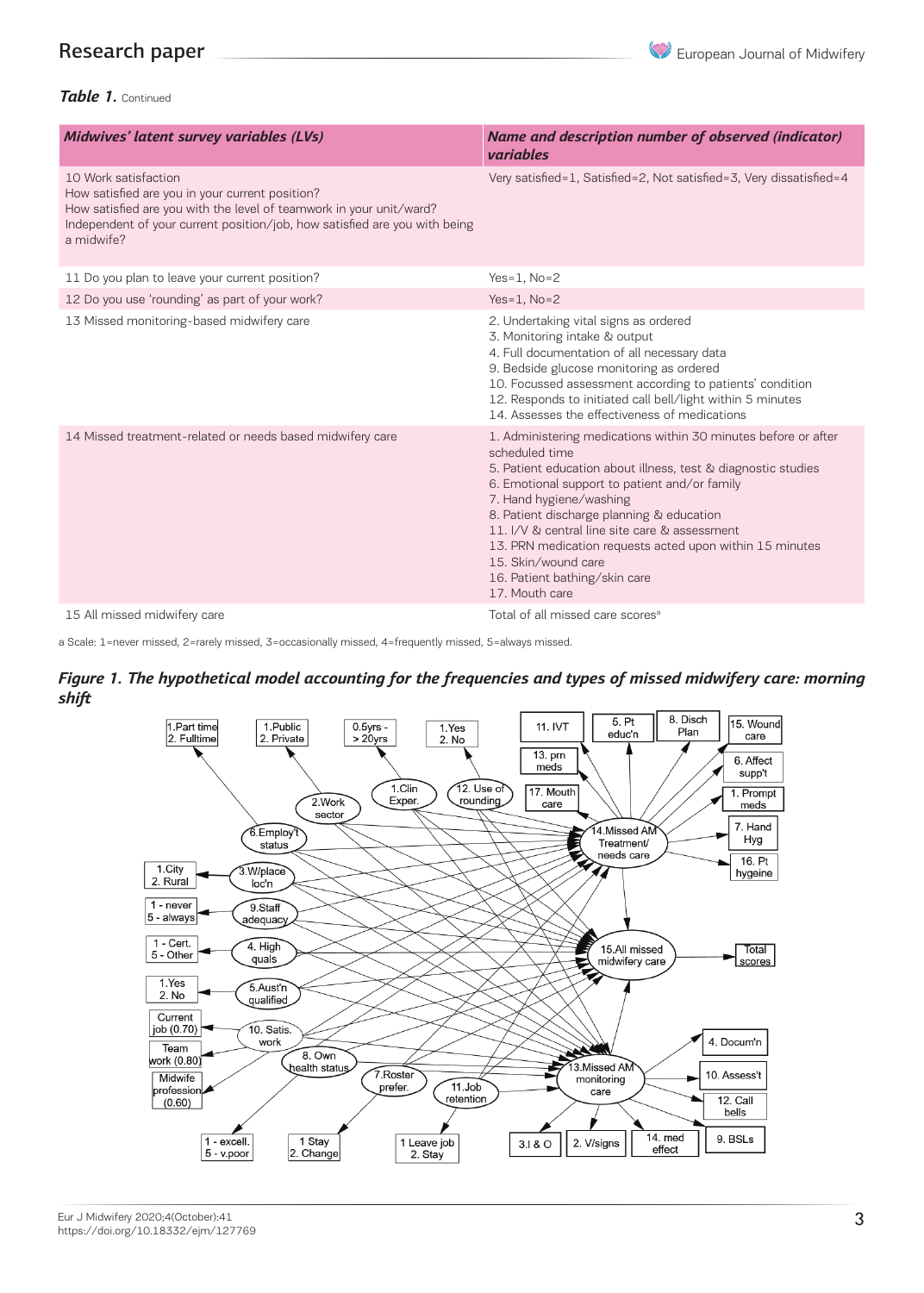*Table 1.* Continued

| *Midwives' latent survey variables (LVs)* | *Name and description number of observed (indicator) variables* |
|---|---|
| 10 Work satisfaction<br>How satisfied are you in your current position?<br>How satisfied are you with the level of teamwork in your unit/ward?<br>Independent of your current position/job, how satisfied are you with being a midwife? | Very satisfied=1, Satisfied=2, Not satisfied=3, Very dissatisfied=4 |
| 11 Do you plan to leave your current position? | Yes=1, No=2 |
| 12 Do you use 'rounding' as part of your work? | Yes=1, No=2 |
| 13 Missed monitoring-based midwifery care | 2. Undertaking vital signs as ordered<br>3. Monitoring intake & output<br>4. Full documentation of all necessary data<br>9. Bedside glucose monitoring as ordered<br>10. Focussed assessment according to patients' condition<br>12. Responds to initiated call bell/light within 5 minutes<br>14. Assesses the effectiveness of medications |
| 14 Missed treatment-related or needs based midwifery care | 1. Administering medications within 30 minutes before or after scheduled time<br>5. Patient education about illness, test & diagnostic studies<br>6. Emotional support to patient and/or family<br>7. Hand hygiene/washing<br>8. Patient discharge planning & education<br>11. I/V & central line site care & assessment<br>13. PRN medication requests acted upon within 15 minutes<br>15. Skin/wound care<br>16. Patient bathing/skin care<br>17. Mouth care |
| 15 All missed midwifery care | Total of all missed care scores[a] |

a Scale: 1=never missed, 2=rarely missed, 3=occasionally missed, 4=frequently missed, 5=always missed.

***Figure 1. The hypothetical model accounting for the frequencies and types of missed midwifery care: morning shift***

1.Part time 2. Fulltime
1.Public 2. Private
0.5yrs - > 20yrs
1.Yes 2. No
11. IVT
5. Pt educ'n
8. Disch Plan
15. Wound care
13. prn meds
6. Affect supp't
17. Mouth care
1. Prompt meds
2.Work sector
1.Clin Exper.
12. Use of rounding
7. Hand Hyg
6.Employ't status
14.Missed AM Treatment/ needs care
16. Pt hygeine
1.City 2. Rural
3.W/place loc'n
1 - never 5 - always
9.Staff adequacy
1 - Cert. 5 - Other
4. High quals
15.All missed midwifery care
Total scores
1.Yes 2. No
5.Aust'n qualified
Current job (0.70)
10. Satis. work
Team work (0.80)
8. Own health status
4. Docum'n
Midwife profession (0.60)
7.Roster prefer.
11.Job retention
13.Missed AM monitoring care
10. Assess't
12. Call bells
1 - excell. 5 - v.poor
1 Stay 2. Change
1 Leave job 2. Stay
3.I & O
2. V/signs
14. med effect
9. BSLs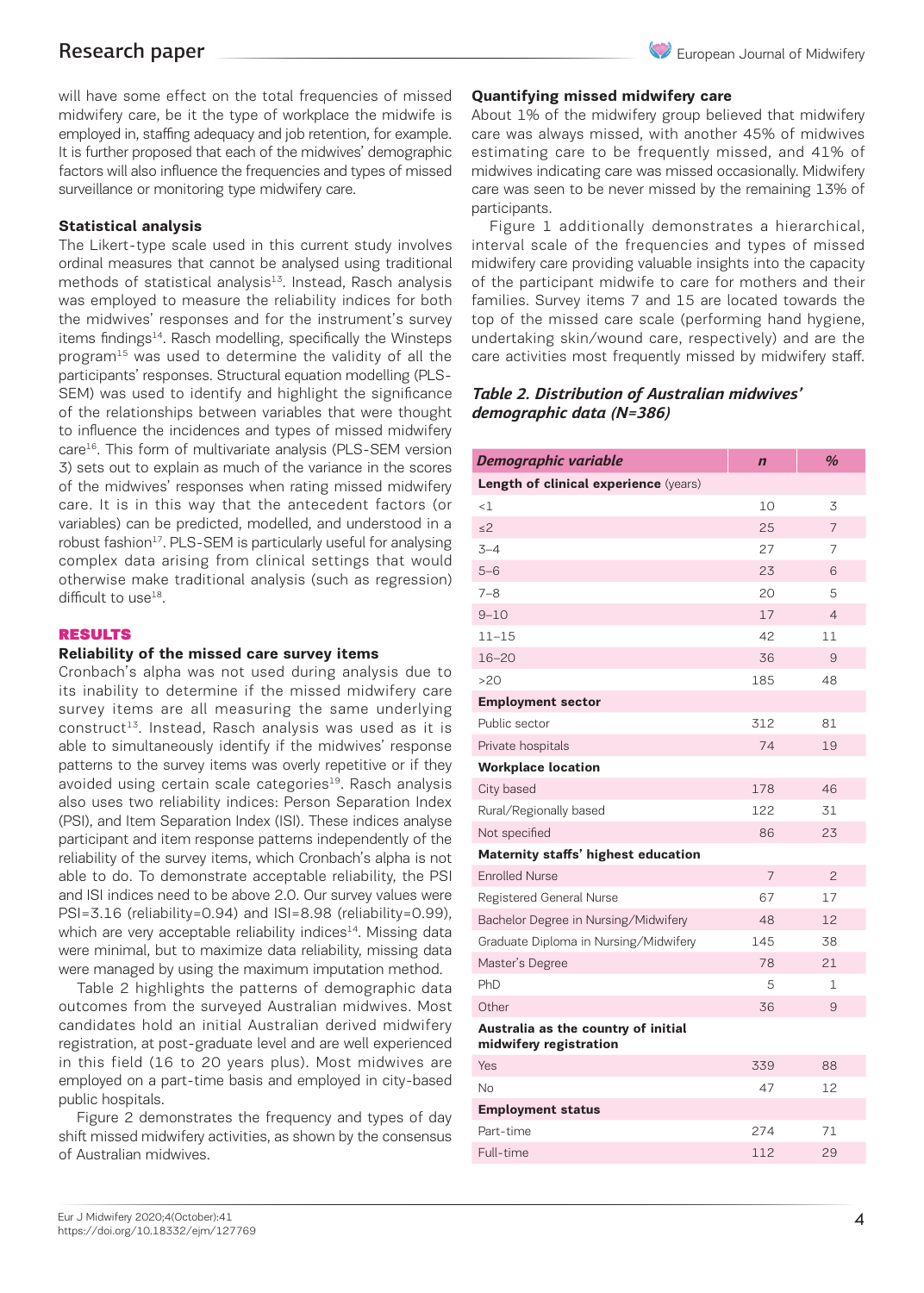will have some effect on the total frequencies of missed midwifery care, be it the type of workplace the midwife is employed in, staffing adequacy and job retention, for example. It is further proposed that each of the midwives' demographic factors will also influence the frequencies and types of missed surveillance or monitoring type midwifery care.

### Statistical analysis

The Likert-type scale used in this current study involves ordinal measures that cannot be analysed using traditional methods of statistical analysis[13]. Instead, Rasch analysis was employed to measure the reliability indices for both the midwives' responses and for the instrument's survey items findings[14]. Rasch modelling, specifically the Winsteps program[15] was used to determine the validity of all the participants' responses. Structural equation modelling (PLS-SEM) was used to identify and highlight the significance of the relationships between variables that were thought to influence the incidences and types of missed midwifery care[16]. This form of multivariate analysis (PLS-SEM version 3) sets out to explain as much of the variance in the scores of the midwives' responses when rating missed midwifery care. It is in this way that the antecedent factors (or variables) can be predicted, modelled, and understood in a robust fashion[17]. PLS-SEM is particularly useful for analysing complex data arising from clinical settings that would otherwise make traditional analysis (such as regression) difficult to use[18].

## RESULTS

### Reliability of the missed care survey items

Cronbach's alpha was not used during analysis due to its inability to determine if the missed midwifery care survey items are all measuring the same underlying construct[13]. Instead, Rasch analysis was used as it is able to simultaneously identify if the midwives' response patterns to the survey items was overly repetitive or if they avoided using certain scale categories[19]. Rasch analysis also uses two reliability indices: Person Separation Index (PSI), and Item Separation Index (ISI). These indices analyse participant and item response patterns independently of the reliability of the survey items, which Cronbach's alpha is not able to do. To demonstrate acceptable reliability, the PSI and ISI indices need to be above 2.0. Our survey values were PSI=3.16 (reliability=0.94) and ISI=8.98 (reliability=0.99), which are very acceptable reliability indices[14]. Missing data were minimal, but to maximize data reliability, missing data were managed by using the maximum imputation method.

Table 2 highlights the patterns of demographic data outcomes from the surveyed Australian midwives. Most candidates hold an initial Australian derived midwifery registration, at post-graduate level and well experienced in this field (16 to 20 years plus). Most midwives are employed on a part-time basis and employed in city-based public hospitals.

Figure 2 demonstrates the frequency and types of day shift missed midwifery activities, as shown by the consensus of Australian midwives.

### Quantifying missed midwifery care

About 1% of the midwifery group believed that midwifery care was always missed, with another 45% of midwives estimating care to be frequently missed, and 41% of midwives indicating care was missed occasionally. Midwifery care was seen to be never missed by the remaining 13% of participants.

Figure 1 additionally demonstrates a hierarchical, interval scale of the frequencies and types of missed midwifery care providing valuable insights into the capacity of the participant midwife to care for mothers and their families. Survey items 7 and 15 are located towards the top of the missed care scale (performing hand hygiene, undertaking skin/wound care, respectively) and are the care activities most frequently missed by midwifery staff.

***Table 2. Distribution of Australian midwives' demographic data (N=386)***

| *Demographic variable* | *n* | *%* |
|---|---|---|
| **Length of clinical experience** (years) | | |
| <1 | 10 | 3 |
| ≤2 | 25 | 7 |
| 3–4 | 27 | 7 |
| 5–6 | 23 | 6 |
| 7–8 | 20 | 5 |
| 9–10 | 17 | 4 |
| 11–15 | 42 | 11 |
| 16–20 | 36 | 9 |
| >20 | 185 | 48 |
| **Employment sector** | | |
| Public sector | 312 | 81 |
| Private hospitals | 74 | 19 |
| **Workplace location** | | |
| City based | 178 | 46 |
| Rural/Regionally based | 122 | 31 |
| Not specified | 86 | 23 |
| **Maternity staffs' highest education** | | |
| Enrolled Nurse | 7 | 2 |
| Registered General Nurse | 67 | 17 |
| Bachelor Degree in Nursing/Midwifery | 48 | 12 |
| Graduate Diploma in Nursing/Midwifery | 145 | 38 |
| Master's Degree | 78 | 21 |
| PhD | 5 | 1 |
| Other | 36 | 9 |
| **Australia as the country of initial midwifery registration** | | |
| Yes | 339 | 88 |
| No | 47 | 12 |
| **Employment status** | | |
| Part-time | 274 | 71 |
| Full-time | 112 | 29 |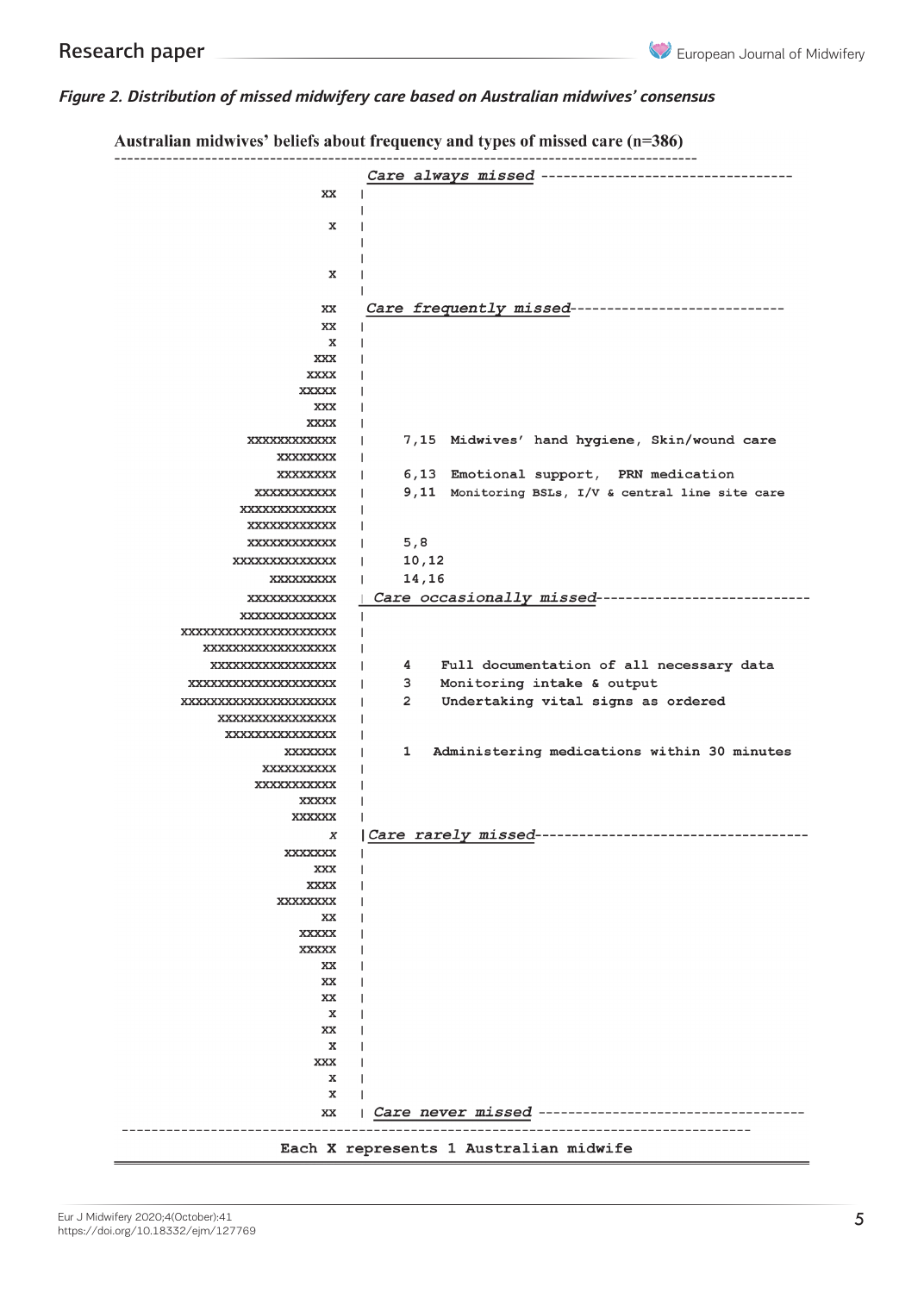*Figure 2. Distribution of missed midwifery care based on Australian midwives' consensus*

Australian midwives' beliefs about frequency and types of missed care (n=386)

Care always missed

Care frequently missed

7,15 Midwives' hand hygiene, Skin/wound care

6,13 Emotional support, PRN medication

9,11 Monitoring BSLs, I/V & central line site care

5,8

10,12

14,16

Care occasionally missed

4 Full documentation of all necessary data

3 Monitoring intake & output

2 Undertaking vital signs as ordered

1 Administering medications within 30 minutes

Care rarely missed

Care never missed

Each X represents 1 Australian midwife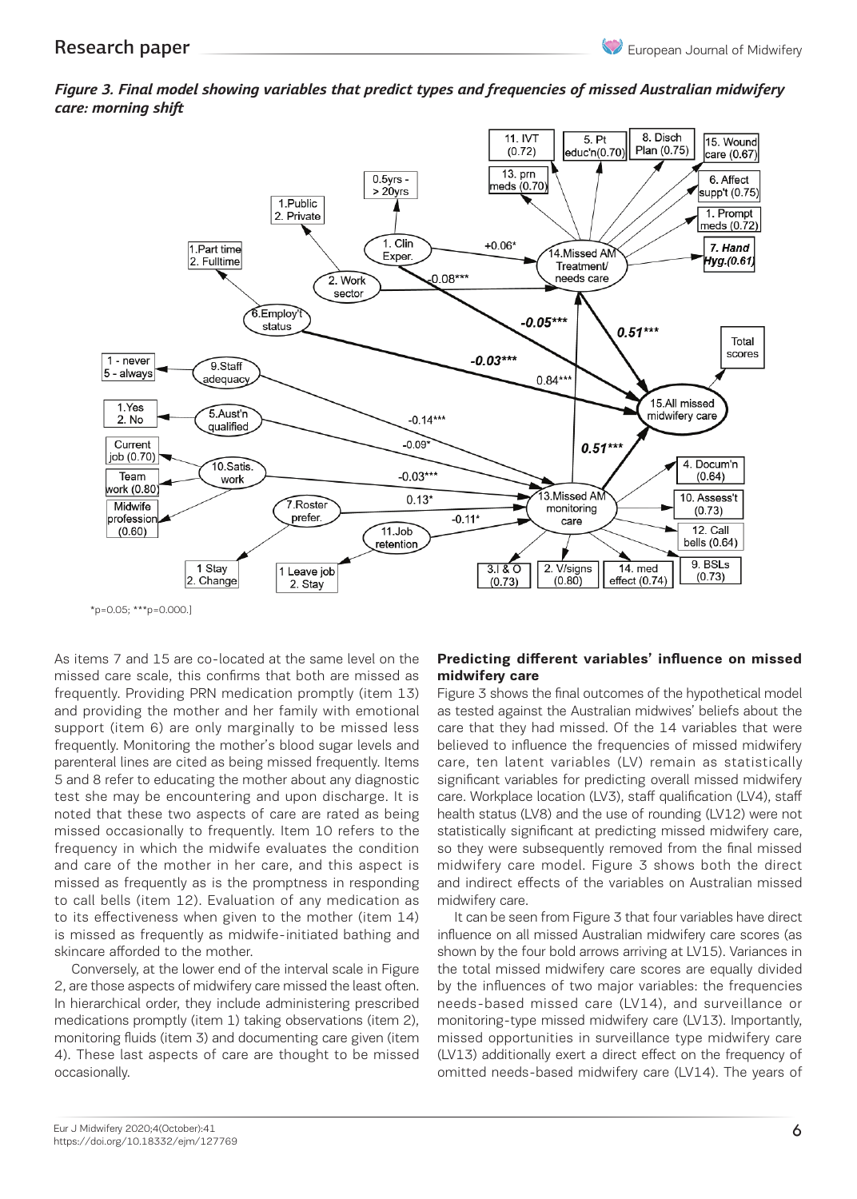***Figure 3. Final model showing variables that predict types and frequencies of missed Australian midwifery care: morning shift***

11. IVT (0.72)
5. Pt educ'n(0.70)
8. Disch Plan (0.75)
15. Wound care (0.67)
13. prn meds (0.70)
6. Affect supp't (0.75)
1. Prompt meds (0.72)
7. Hand Hyg.(0.61)
0.5yrs - > 20yrs
1.Public 2. Private
1.Part time 2. Fulltime
1. Clin Exper.
2. Work sector
6.Employ't status
14.Missed AM Treatment/ needs care
+0.06*
-0.08***
-0.05***
0.51***
-0.03***
0.84***
Total scores
15.All missed midwifery care
1 - never 5 - always
9.Staff adequacy
1.Yes 2. No
5.Aust'n qualified
-0.14***
-0.09*
0.51***
Current job (0.70)
Team work (0.80)
Midwife profession (0.60)
10.Satis. work
-0.03***
7.Roster prefer.
0.13*
-0.11*
11.Job retention
13.Missed AM monitoring care
4. Docum'n (0.64)
10. Assess't (0.73)
12. Call bells (0.64)
9. BSLs (0.73)
3.I & O (0.73)
2. V/signs (0.80)
14. med effect (0.74)
1 Stay 2. Change
1 Leave job 2. Stay

*p=0.05; ***p=0.000.]

As items 7 and 15 are co-located at the same level on the missed care scale, this confirms that both are missed as frequently. Providing PRN medication promptly (item 13) and providing the mother and her family with emotional support (item 6) are only marginally to be missed less frequently. Monitoring the mother's blood sugar levels and parenteral lines are cited as being missed frequently. Items 5 and 8 refer to educating the mother about any diagnostic test she may be encountering and upon discharge. It is noted that these two aspects of care are rated as being missed occasionally to frequently. Item 10 refers to the frequency in which the midwife evaluates the condition and care of the mother in her care, and this aspect is missed as frequently as is the promptness in responding to call bells (item 12). Evaluation of any medication as to its effectiveness when given to the mother (item 14) is missed as frequently as midwife-initiated bathing and skincare afforded to the mother.

Conversely, at the lower end of the interval scale in Figure 2, are those aspects of midwifery care missed the least often. In hierarchical order, they include administering prescribed medications promptly (item 1) taking observations (item 2), monitoring fluids (item 3) and documenting care given (item 4). These last aspects of care are thought to be missed occasionally.

**Predicting different variables' influence on missed midwifery care**

Figure 3 shows the final outcomes of the hypothetical model as tested against the Australian midwives' beliefs about the care that they had missed. Of the 14 variables that were believed to influence the frequencies of missed midwifery care, ten latent variables (LV) remain as statistically significant variables for predicting overall missed midwifery care. Workplace location (LV3), staff qualification (LV4), staff health status (LV8) and the use of rounding (LV12) were not statistically significant at predicting missed midwifery care, so they were subsequently removed from the final missed midwifery care model. Figure 3 shows both the direct and indirect effects of the variables on Australian missed midwifery care.

It can be seen from Figure 3 that four variables have direct influence on all missed Australian midwifery care scores (as shown by the four bold arrows arriving at LV15). Variances in the total missed midwifery care scores are equally divided by the influences of two major variables: the frequencies needs-based missed care (LV14), and surveillance or monitoring-type missed midwifery care (LV13). Importantly, missed opportunities in surveillance type midwifery care (LV13) additionally exert a direct effect on the frequency of omitted needs-based midwifery care (LV14). The years of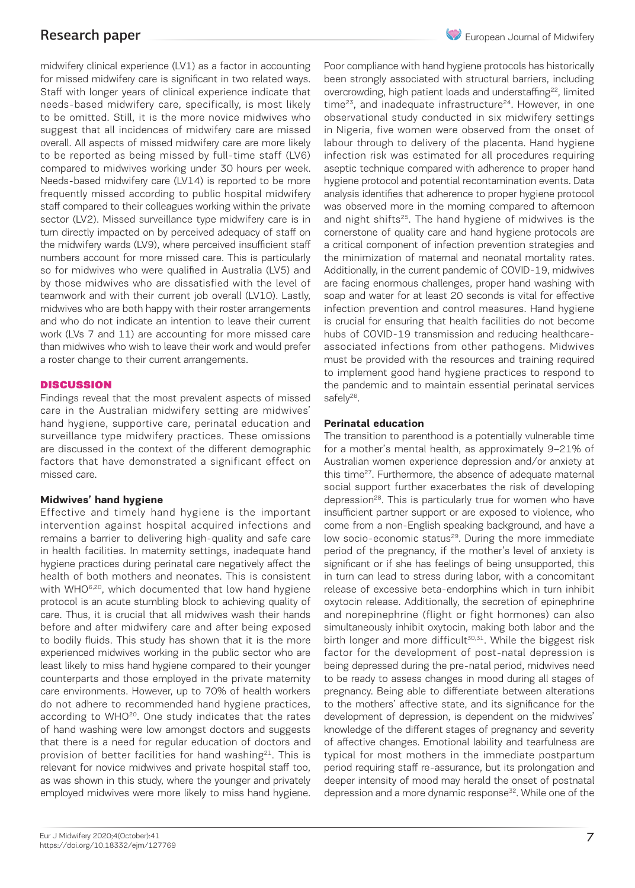midwifery clinical experience (LV1) as a factor in accounting for missed midwifery care is significant in two related ways. Staff with longer years of clinical experience indicate that needs-based midwifery care, specifically, is most likely to be omitted. Still, it is the more novice midwives who suggest that all incidences of midwifery care are missed overall. All aspects of missed midwifery care are more likely to be reported as being missed by full-time staff (LV6) compared to midwives working under 30 hours per week. Needs-based midwifery care (LV14) is reported to be more frequently missed according to public hospital midwifery staff compared to their colleagues working within the private sector (LV2). Missed surveillance type midwifery care is in turn directly impacted on by perceived adequacy of staff on the midwifery wards (LV9), where perceived insufficient staff numbers account for more missed care. This is particularly so for midwives who were qualified in Australia (LV5) and by those midwives who are dissatisfied with the level of teamwork and with their current job overall (LV10). Lastly, midwives who are both happy with their roster arrangements and who do not indicate an intention to leave their current work (LVs 7 and 11) are accounting for more missed care than midwives who wish to leave their work and would prefer a roster change to their current arrangements.

## DISCUSSION

Findings reveal that the most prevalent aspects of missed care in the Australian midwifery setting are midwives' hand hygiene, supportive care, perinatal education and surveillance type midwifery practices. These omissions are discussed in the context of the different demographic factors that have demonstrated a significant effect on missed care.

### Midwives' hand hygiene

Effective and timely hand hygiene is the important intervention against hospital acquired infections and remains a barrier to delivering high-quality and safe care in health facilities. In maternity settings, inadequate hand hygiene practices during perinatal care negatively affect the health of both mothers and neonates. This is consistent with WHO[6,20], which documented that low hand hygiene protocol is an acute stumbling block to achieving quality of care. Thus, it is crucial that all midwives wash their hands before and after midwifery care and after being exposed to bodily fluids. This study has shown that it is the more experienced midwives working in the public sector who are least likely to miss hand hygiene compared to their younger counterparts and those employed in the private maternity care environments. However, up to 70% of health workers do not adhere to recommended hand hygiene practices, according to WHO[20]. One study indicates that the rates of hand washing were low amongst doctors and suggests that there is a need for regular education of doctors and provision of better facilities for hand washing[21]. This is relevant for novice midwives and private hospital staff too, as was shown in this study, where the younger and privately employed midwives were more likely to miss hand hygiene.

Poor compliance with hand hygiene protocols has historically been strongly associated with structural barriers, including overcrowding, high patient loads and understaffing[22], limited time[23], and inadequate infrastructure[24]. However, in one observational study conducted in six midwifery settings in Nigeria, five women were observed from the onset of labour through to delivery of the placenta. Hand hygiene infection risk was estimated for all procedures requiring aseptic technique compared with adherence to proper hand hygiene protocol and potential recontamination events. Data analysis identifies that adherence to proper hygiene protocol was observed more in the morning compared to afternoon and night shifts[25]. The hand hygiene of midwives is the cornerstone of quality care and hand hygiene protocols are a critical component of infection prevention strategies and the minimization of maternal and neonatal mortality rates. Additionally, in the current pandemic of COVID-19, midwives are facing enormous challenges, proper hand washing with soap and water for at least 20 seconds is vital for effective infection prevention and control measures. Hand hygiene is crucial for ensuring that health facilities do not become hubs of COVID-19 transmission and reducing healthcare-associated infections from other pathogens. Midwives must be provided with the resources and training required to implement good hand hygiene practices to respond to the pandemic and to maintain essential perinatal services safely[26].

### Perinatal education

The transition to parenthood is a potentially vulnerable time for a mother's mental health, as approximately 9–21% of Australian women experience depression and/or anxiety at this time[27]. Furthermore, the absence of adequate maternal social support further exacerbates the risk of developing depression[28]. This is particularly true for women who have insufficient partner support or are exposed to violence, who come from a non-English speaking background, and have a low socio-economic status[29]. During the more immediate period of the pregnancy, if the mother's level of anxiety is significant or if she has feelings of being unsupported, this in turn can lead to stress during labor, with a concomitant release of excessive beta-endorphins which in turn inhibit oxytocin release. Additionally, the secretion of epinephrine and norepinephrine (flight or fight hormones) can also simultaneously inhibit oxytocin, making both labor and the birth longer and more difficult[30,31]. While the biggest risk factor for the development of post-natal depression is being depressed during the pre-natal period, midwives need to be ready to assess changes in mood during all stages of pregnancy. Being able to differentiate between alterations to the mothers' affective state, and its significance for the development of depression, is dependent on the midwives' knowledge of the different stages of pregnancy and severity of affective changes. Emotional lability and tearfulness are typical for most mothers in the immediate postpartum period requiring staff re-assurance, but its prolongation and deeper intensity of mood may herald the onset of postnatal depression and a more dynamic response[32]. While one of the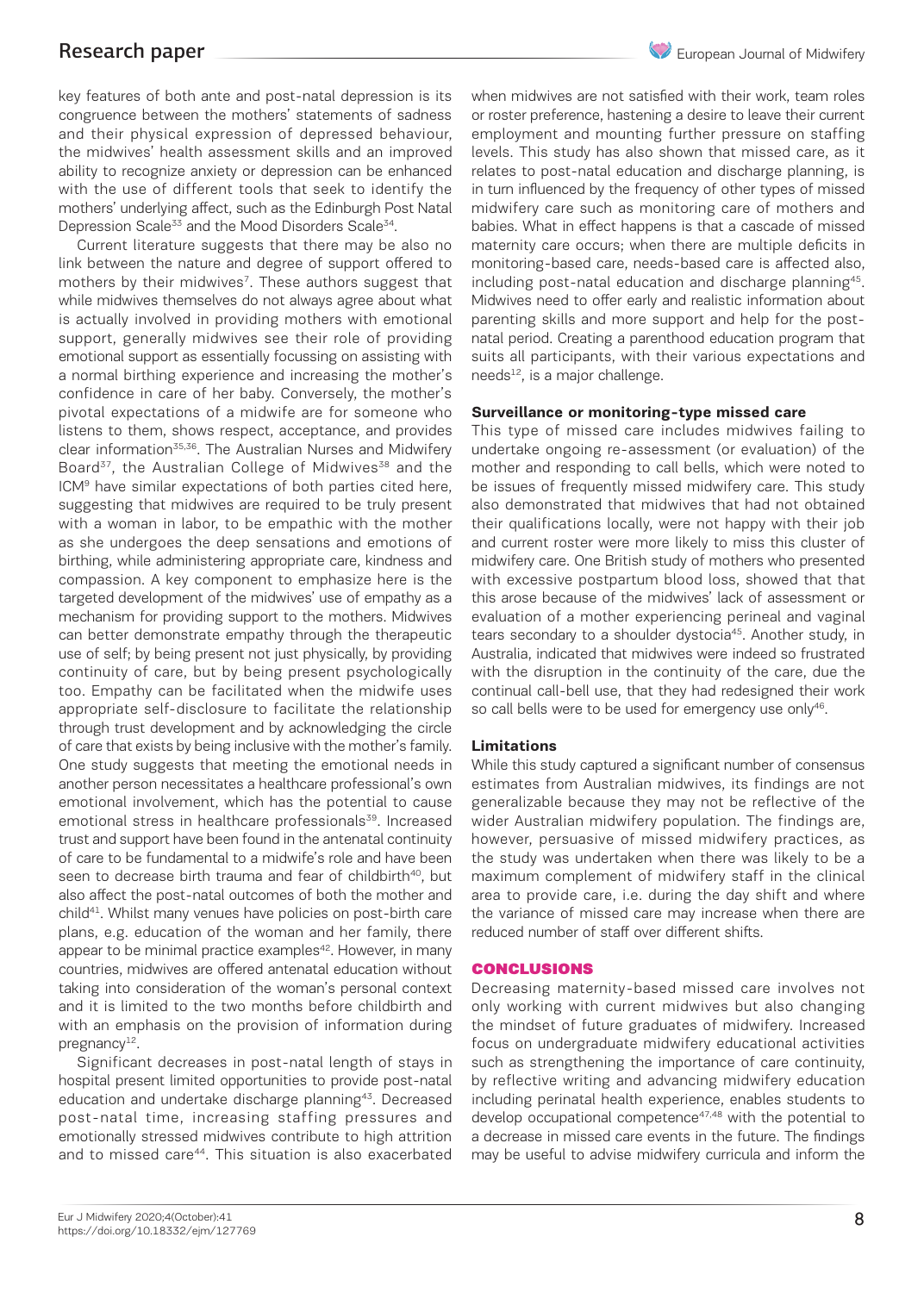key features of both ante and post-natal depression is its congruence between the mothers' statements of sadness and their physical expression of depressed behaviour, the midwives' health assessment skills and an improved ability to recognize anxiety or depression can be enhanced with the use of different tools that seek to identify the mothers' underlying affect, such as the Edinburgh Post Natal Depression Scale[33] and the Mood Disorders Scale[34].

Current literature suggests that there may be also no link between the nature and degree of support offered to mothers by their midwives[7]. These authors suggest that while midwives themselves do not always agree about what is actually involved in providing mothers with emotional support, generally midwives see their role of providing emotional support as essentially focussing on assisting with a normal birthing experience and increasing the mother's confidence in care of her baby. Conversely, the mother's pivotal expectations of a midwife are for someone who listens to them, shows respect, acceptance, and provides clear information[35,36]. The Australian Nurses and Midwifery Board[37], the Australian College of Midwives[38] and the ICM[9] have similar expectations of both parties cited here, suggesting that midwives are required to be truly present with a woman in labor, to be empathic with the mother as she undergoes the deep sensations and emotions of birthing, while administering appropriate care, kindness and compassion. A key component to emphasize here is the targeted development of the midwives' use of empathy as a mechanism for providing support to the mothers. Midwives can better demonstrate empathy through the therapeutic use of self; by being present not just physically, by providing continuity of care, but by being present psychologically too. Empathy can be facilitated when the midwife uses appropriate self-disclosure to facilitate the relationship through trust development and by acknowledging the circle of care that exists by being inclusive with the mother's family. One study suggests that meeting the emotional needs in another person necessitates a healthcare professional's own emotional involvement, which has the potential to cause emotional stress in healthcare professionals[39]. Increased trust and support have been found in the antenatal continuity of care to be fundamental to a midwife's role and have been seen to decrease birth trauma and fear of childbirth[40], but also affect the post-natal outcomes of both the mother and child[41]. Whilst many venues have policies on post-birth care plans, e.g. education of the woman and her family, there appear to be minimal practice examples[42]. However, in many countries, midwives are offered antenatal education without taking into consideration of the woman's personal context and it is limited to the two months before childbirth and with an emphasis on the provision of information during pregnancy[12].

Significant decreases in post-natal length of stays in hospital present limited opportunities to provide post-natal education and undertake discharge planning[43]. Decreased post-natal time, increasing staffing pressures and emotionally stressed midwives contribute to high attrition and to missed care[44]. This situation is also exacerbated when midwives are not satisfied with their work, team roles or roster preference, hastening a desire to leave their current employment and mounting further pressure on staffing levels. This study has also shown that missed care, as it relates to post-natal education and discharge planning, is in turn influenced by the frequency of other types of missed midwifery care such as monitoring care of mothers and babies. What in effect happens is that a cascade of missed maternity care occurs; when there are multiple deficits in monitoring-based care, needs-based care is affected also, including post-natal education and discharge planning[45]. Midwives need to offer early and realistic information about parenting skills and more support and help for the post-natal period. Creating a parenthood education program that suits all participants, with their various expectations and needs[12], is a major challenge.

### Surveillance or monitoring-type missed care

This type of missed care includes midwives failing to undertake ongoing re-assessment (or evaluation) of the mother and responding to call bells, which were noted to be issues of frequently missed midwifery care. This study also demonstrated that midwives that had not obtained their qualifications locally, were not happy with their job and current roster were more likely to miss this cluster of midwifery care. One British study of mothers who presented with excessive postpartum blood loss, showed that that this arose because of the midwives' lack of assessment or evaluation of a mother experiencing perineal and vaginal tears secondary to a shoulder dystocia[45]. Another study, in Australia, indicated that midwives were indeed so frustrated with the disruption in the continuity of the care, due the continual call-bell use, that they had redesigned their work so call bells were to be used for emergency use only[46].

### Limitations

While this study captured a significant number of consensus estimates from Australian midwives, its findings are not generalizable because they may not be reflective of the wider Australian midwifery population. The findings are, however, persuasive of missed midwifery practices, as the study was undertaken when there was likely to be a maximum complement of midwifery staff in the clinical area to provide care, i.e. during the day shift and where the variance of missed care may increase when there are reduced number of staff over different shifts.

## CONCLUSIONS

Decreasing maternity-based missed care involves not only working with current midwives but also changing the mindset of future graduates of midwifery. Increased focus on undergraduate midwifery educational activities such as strengthening the importance of care continuity, by reflective writing and advancing midwifery education including perinatal health experience, enables students to develop occupational competence[47,48] with the potential to a decrease in missed care events in the future. The findings may be useful to advise midwifery curricula and inform the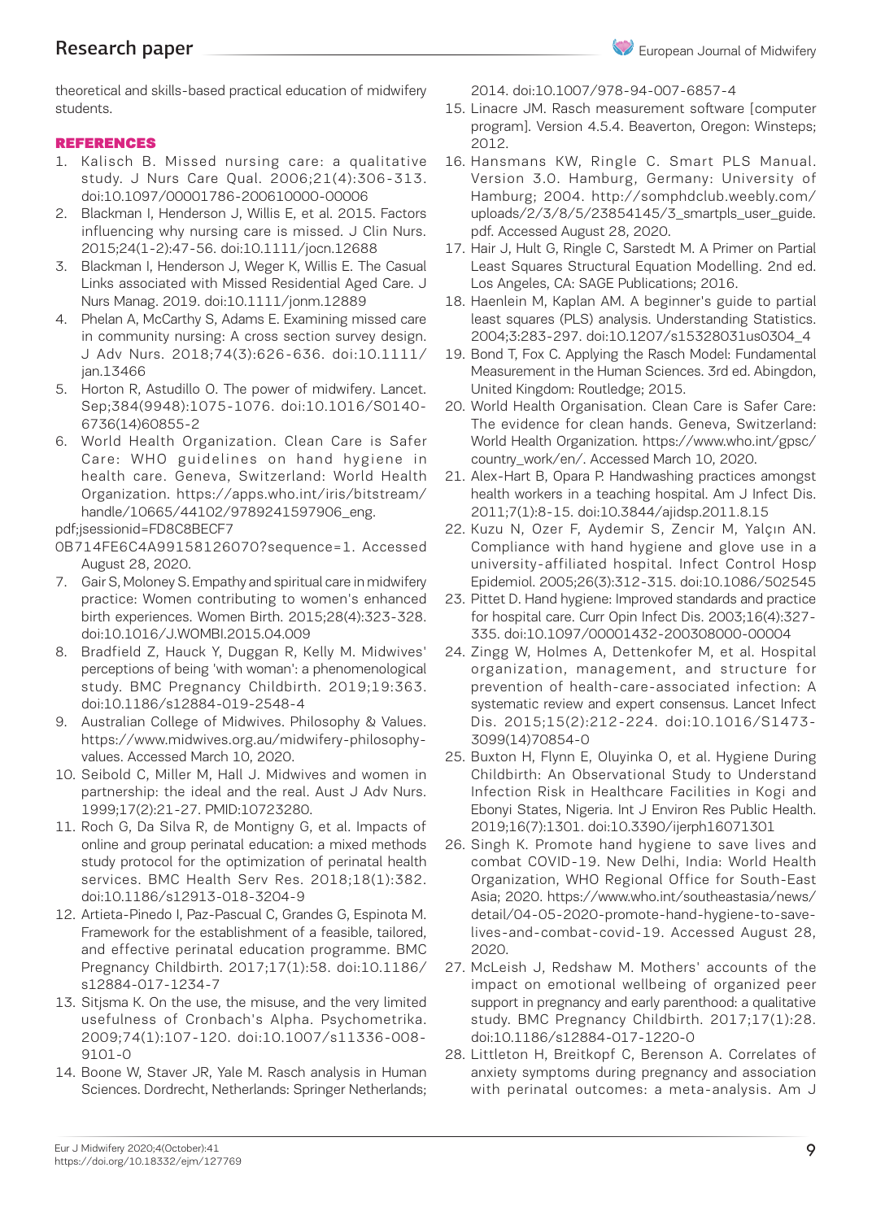theoretical and skills-based practical education of midwifery students.

## REFERENCES

1. Kalisch B. Missed nursing care: a qualitative study. J Nurs Care Qual. 2006;21(4):306-313. doi:10.1097/00001786-200610000-00006
2. Blackman I, Henderson J, Willis E, et al. 2015. Factors influencing why nursing care is missed. J Clin Nurs. 2015;24(1-2):47-56. doi:10.1111/jocn.12688
3. Blackman I, Henderson J, Weger K, Willis E. The Casual Links associated with Missed Residential Aged Care. J Nurs Manag. 2019. doi:10.1111/jonm.12889
4. Phelan A, McCarthy S, Adams E. Examining missed care in community nursing: A cross section survey design. J Adv Nurs. 2018;74(3):626-636. doi:10.1111/jan.13466
5. Horton R, Astudillo O. The power of midwifery. Lancet. Sep;384(9948):1075-1076. doi:10.1016/S0140-6736(14)60855-2
6. World Health Organization. Clean Care is Safer Care: WHO guidelines on hand hygiene in health care. Geneva, Switzerland: World Health Organization. https://apps.who.int/iris/bitstream/handle/10665/44102/9789241597906_eng.pdf;jsessionid=FD8C8BECF70B714FE6C4A99158126070?sequence=1. Accessed August 28, 2020.
7. Gair S, Moloney S. Empathy and spiritual care in midwifery practice: Women contributing to women's enhanced birth experiences. Women Birth. 2015;28(4):323-328. doi:10.1016/J.WOMBI.2015.04.009
8. Bradfield Z, Hauck Y, Duggan R, Kelly M. Midwives' perceptions of being 'with woman': a phenomenological study. BMC Pregnancy Childbirth. 2019;19:363. doi:10.1186/s12884-019-2548-4
9. Australian College of Midwives. Philosophy & Values. https://www.midwives.org.au/midwifery-philosophy-values. Accessed March 10, 2020.
10. Seibold C, Miller M, Hall J. Midwives and women in partnership: the ideal and the real. Aust J Adv Nurs. 1999;17(2):21-27. PMID:10723280.
11. Roch G, Da Silva R, de Montigny G, et al. Impacts of online and group perinatal education: a mixed methods study protocol for the optimization of perinatal health services. BMC Health Serv Res. 2018;18(1):382. doi:10.1186/s12913-018-3204-9
12. Artieta-Pinedo I, Paz-Pascual C, Grandes G, Espinota M. Framework for the establishment of a feasible, tailored, and effective perinatal education programme. BMC Pregnancy Childbirth. 2017;17(1):58. doi:10.1186/s12884-017-1234-7
13. Sitjsma K. On the use, the misuse, and the very limited usefulness of Cronbach's Alpha. Psychometrika. 2009;74(1):107-120. doi:10.1007/s11336-008-9101-0
14. Boone W, Staver JR, Yale M. Rasch analysis in Human Sciences. Dordrecht, Netherlands: Springer Netherlands; 2014. doi:10.1007/978-94-007-6857-4
15. Linacre JM. Rasch measurement software [computer program]. Version 4.5.4. Beaverton, Oregon: Winsteps; 2012.
16. Hansmans KW, Ringle C. Smart PLS Manual. Version 3.0. Hamburg, Germany: University of Hamburg; 2004. http://somphdclub.weebly.com/uploads/2/3/8/5/23854145/3_smartpls_user_guide.pdf. Accessed August 28, 2020.
17. Hair J, Hult G, Ringle C, Sarstedt M. A Primer on Partial Least Squares Structural Equation Modelling. 2nd ed. Los Angeles, CA: SAGE Publications; 2016.
18. Haenlein M, Kaplan AM. A beginner's guide to partial least squares (PLS) analysis. Understanding Statistics. 2004;3:283-297. doi:10.1207/s15328031us0304_4
19. Bond T, Fox C. Applying the Rasch Model: Fundamental Measurement in the Human Sciences. 3rd ed. Abingdon, United Kingdom: Routledge; 2015.
20. World Health Organisation. Clean Care is Safer Care: The evidence for clean hands. Geneva, Switzerland: World Health Organization. https://www.who.int/gpsc/country_work/en/. Accessed March 10, 2020.
21. Alex-Hart B, Opara P. Handwashing practices amongst health workers in a teaching hospital. Am J Infect Dis. 2011;7(1):8-15. doi:10.3844/ajidsp.2011.8.15
22. Kuzu N, Ozer F, Aydemir S, Zencir M, Yalçın AN. Compliance with hand hygiene and glove use in a university-affiliated hospital. Infect Control Hosp Epidemiol. 2005;26(3):312-315. doi:10.1086/502545
23. Pittet D. Hand hygiene: Improved standards and practice for hospital care. Curr Opin Infect Dis. 2003;16(4):327-335. doi:10.1097/00001432-200308000-00004
24. Zingg W, Holmes A, Dettenkofer M, et al. Hospital organization, management, and structure for prevention of health-care-associated infection: A systematic review and expert consensus. Lancet Infect Dis. 2015;15(2):212-224. doi:10.1016/S1473-3099(14)70854-0
25. Buxton H, Flynn E, Oluyinka O, et al. Hygiene During Childbirth: An Observational Study to Understand Infection Risk in Healthcare Facilities in Kogi and Ebonyi States, Nigeria. Int J Environ Res Public Health. 2019;16(7):1301. doi:10.3390/ijerph16071301
26. Singh K. Promote hand hygiene to save lives and combat COVID-19. New Delhi, India: World Health Organization, WHO Regional Office for South-East Asia; 2020. https://www.who.int/southeastasia/news/detail/04-05-2020-promote-hand-hygiene-to-save-lives-and-combat-covid-19. Accessed August 28, 2020.
27. McLeish J, Redshaw M. Mothers' accounts of the impact on emotional wellbeing of organized peer support in pregnancy and early parenthood: a qualitative study. BMC Pregnancy Childbirth. 2017;17(1):28. doi:10.1186/s12884-017-1220-0
28. Littleton H, Breitkopf C, Berenson A. Correlates of anxiety symptoms during pregnancy and association with perinatal outcomes: a meta-analysis. Am J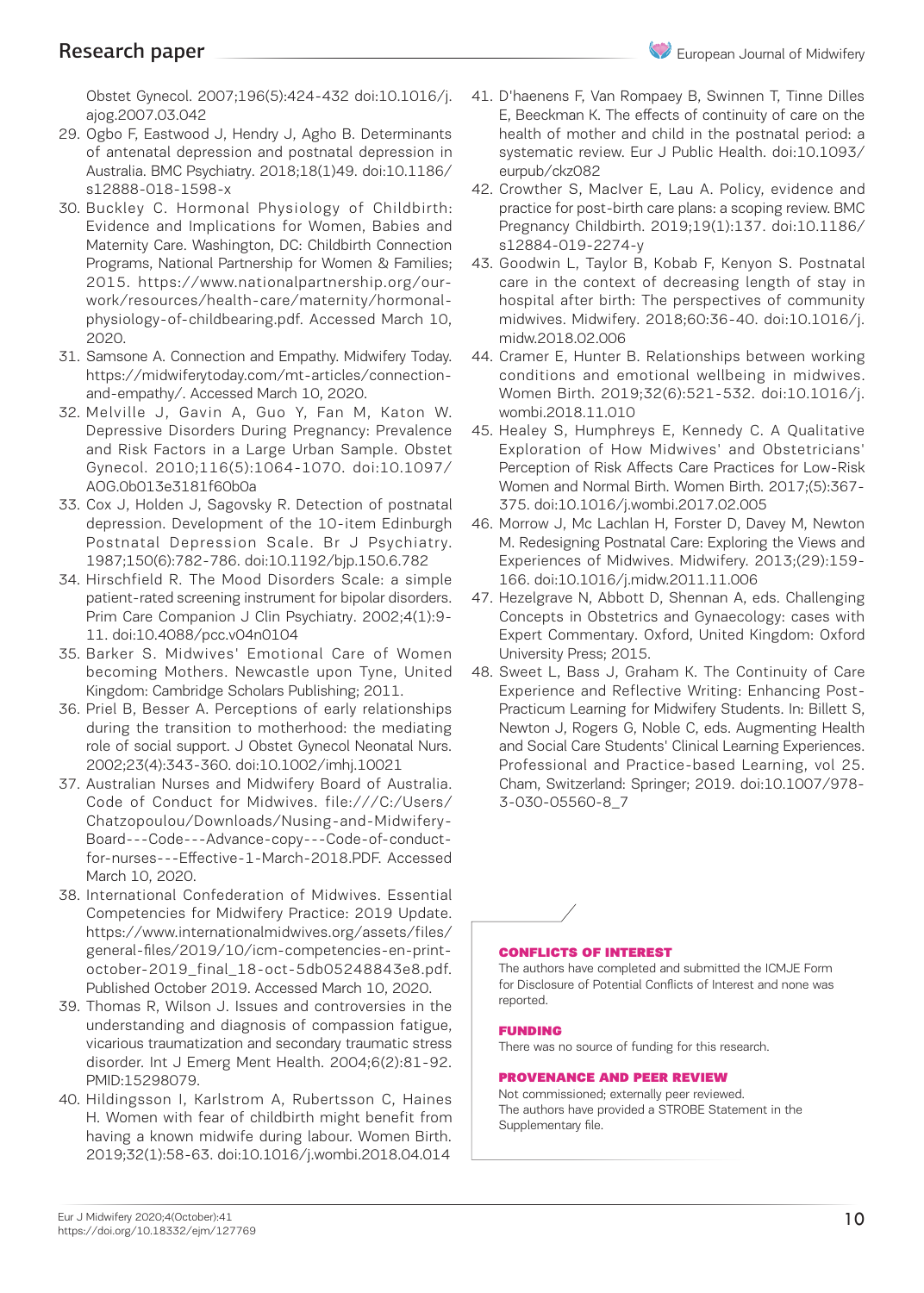Obstet Gynecol. 2007;196(5):424-432 doi:10.1016/j.ajog.2007.03.042

29. Ogbo F, Eastwood J, Hendry J, Agho B. Determinants of antenatal depression and postnatal depression in Australia. BMC Psychiatry. 2018;18(1)49. doi:10.1186/s12888-018-1598-x
30. Buckley C. Hormonal Physiology of Childbirth: Evidence and Implications for Women, Babies and Maternity Care. Washington, DC: Childbirth Connection Programs, National Partnership for Women & Families; 2015. https://www.nationalpartnership.org/our-work/resources/health-care/maternity/hormonal-physiology-of-childbearing.pdf. Accessed March 10, 2020.
31. Samsone A. Connection and Empathy. Midwifery Today. https://midwiferytoday.com/mt-articles/connection-and-empathy/. Accessed March 10, 2020.
32. Melville J, Gavin A, Guo Y, Fan M, Katon W. Depressive Disorders During Pregnancy: Prevalence and Risk Factors in a Large Urban Sample. Obstet Gynecol. 2010;116(5):1064-1070. doi:10.1097/AOG.0b013e3181f60b0a
33. Cox J, Holden J, Sagovsky R. Detection of postnatal depression. Development of the 10-item Edinburgh Postnatal Depression Scale. Br J Psychiatry. 1987;150(6):782-786. doi:10.1192/bjp.150.6.782
34. Hirschfield R. The Mood Disorders Scale: a simple patient-rated screening instrument for bipolar disorders. Prim Care Companion J Clin Psychiatry. 2002;4(1):9-11. doi:10.4088/pcc.v04n0104
35. Barker S. Midwives' Emotional Care of Women becoming Mothers. Newcastle upon Tyne, United Kingdom: Cambridge Scholars Publishing; 2011.
36. Priel B, Besser A. Perceptions of early relationships during the transition to motherhood: the mediating role of social support. J Obstet Gynecol Neonatal Nurs. 2002;23(4):343-360. doi:10.1002/imhj.10021
37. Australian Nurses and Midwifery Board of Australia. Code of Conduct for Midwives. file:///C:/Users/Chatzopoulou/Downloads/Nusing-and-Midwifery-Board---Code---Advance-copy---Code-of-conduct-for-nurses---Effective-1-March-2018.PDF. Accessed March 10, 2020.
38. International Confederation of Midwives. Essential Competencies for Midwifery Practice: 2019 Update. https://www.internationalmidwives.org/assets/files/general-files/2019/10/icm-competencies-en-print-october-2019_final_18-oct-5db05248843e8.pdf. Published October 2019. Accessed March 10, 2020.
39. Thomas R, Wilson J. Issues and controversies in the understanding and diagnosis of compassion fatigue, vicarious traumatization and secondary traumatic stress disorder. Int J Emerg Ment Health. 2004;6(2):81-92. PMID:15298079.
40. Hildingsson I, Karlstrom A, Rubertsson C, Haines H. Women with fear of childbirth might benefit from having a known midwife during labour. Women Birth. 2019;32(1):58-63. doi:10.1016/j.wombi.2018.04.014
41. D'haenens F, Van Rompaey B, Swinnen T, Tinne Dilles E, Beeckman K. The effects of continuity of care on the health of mother and child in the postnatal period: a systematic review. Eur J Public Health. doi:10.1093/eurpub/ckz082
42. Crowther S, MacIver E, Lau A. Policy, evidence and practice for post-birth care plans: a scoping review. BMC Pregnancy Childbirth. 2019;19(1):137. doi:10.1186/s12884-019-2274-y
43. Goodwin L, Taylor B, Kobab F, Kenyon S. Postnatal care in the context of decreasing length of stay in hospital after birth: The perspectives of community midwives. Midwifery. 2018;60:36-40. doi:10.1016/j.midw.2018.02.006
44. Cramer E, Hunter B. Relationships between working conditions and emotional wellbeing in midwives. Women Birth. 2019;32(6):521-532. doi:10.1016/j.wombi.2018.11.010
45. Healey S, Humphreys E, Kennedy C. A Qualitative Exploration of How Midwives' and Obstetricians' Perception of Risk Affects Care Practices for Low-Risk Women and Normal Birth. Women Birth. 2017;(5):367-375. doi:10.1016/j.wombi.2017.02.005
46. Morrow J, Mc Lachlan H, Forster D, Davey M, Newton M. Redesigning Postnatal Care: Exploring the Views and Experiences of Midwives. Midwifery. 2013;(29):159-166. doi:10.1016/j.midw.2011.11.006
47. Hezelgrave N, Abbott D, Shennan A, eds. Challenging Concepts in Obstetrics and Gynaecology: cases with Expert Commentary. Oxford, United Kingdom: Oxford University Press; 2015.
48. Sweet L, Bass J, Graham K. The Continuity of Care Experience and Reflective Writing: Enhancing Post-Practicum Learning for Midwifery Students. In: Billett S, Newton J, Rogers G, Noble C, eds. Augmenting Health and Social Care Students' Clinical Learning Experiences. Professional and Practice-based Learning, vol 25. Cham, Switzerland: Springer; 2019. doi:10.1007/978-3-030-05560-8_7

**CONFLICTS OF INTEREST**

The authors have completed and submitted the ICMJE Form for Disclosure of Potential Conflicts of Interest and none was reported.

**FUNDING**

There was no source of funding for this research.

**PROVENANCE AND PEER REVIEW**

Not commissioned; externally peer reviewed.
The authors have provided a STROBE Statement in the Supplementary file.